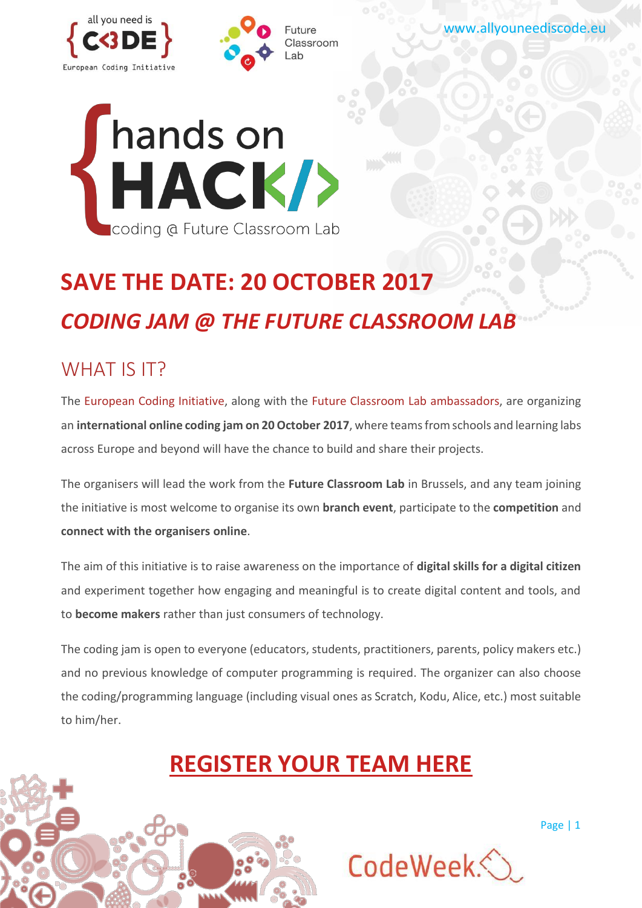all you need is {C<3DE} European Coding Initiative

Future Classroom Lab

www.allyouneediscode.eu

# {hands on HACK</> coding @ Future Classroom Lab

## SAVE THE DATE: 20 OCTOBER 2017

## *CODING JAM @ THE FUTURE CLASSROOM LAB*

## WHAT IS IT?

The European Coding Initiative, along with the Future Classroom Lab ambassadors, are organizing an **international online coding jam on 20 October 2017**, where teams from schools and learning labs across Europe and beyond will have the chance to build and share their projects.

The organisers will lead the work from the **Future Classroom Lab** in Brussels, and any team joining the initiative is most welcome to organise its own **branch event**, participate to the **competition** and **connect with the organisers online**.

The aim of this initiative is to raise awareness on the importance of **digital skills for a digital citizen** and experiment together how engaging and meaningful is to create digital content and tools, and to **become makers** rather than just consumers of technology.

The coding jam is open to everyone (educators, students, practitioners, parents, policy makers etc.) and no previous knowledge of computer programming is required. The organizer can also choose the coding/programming language (including visual ones as Scratch, Kodu, Alice, etc.) most suitable to him/her.

## REGISTER YOUR TEAM HERE

CodeWeek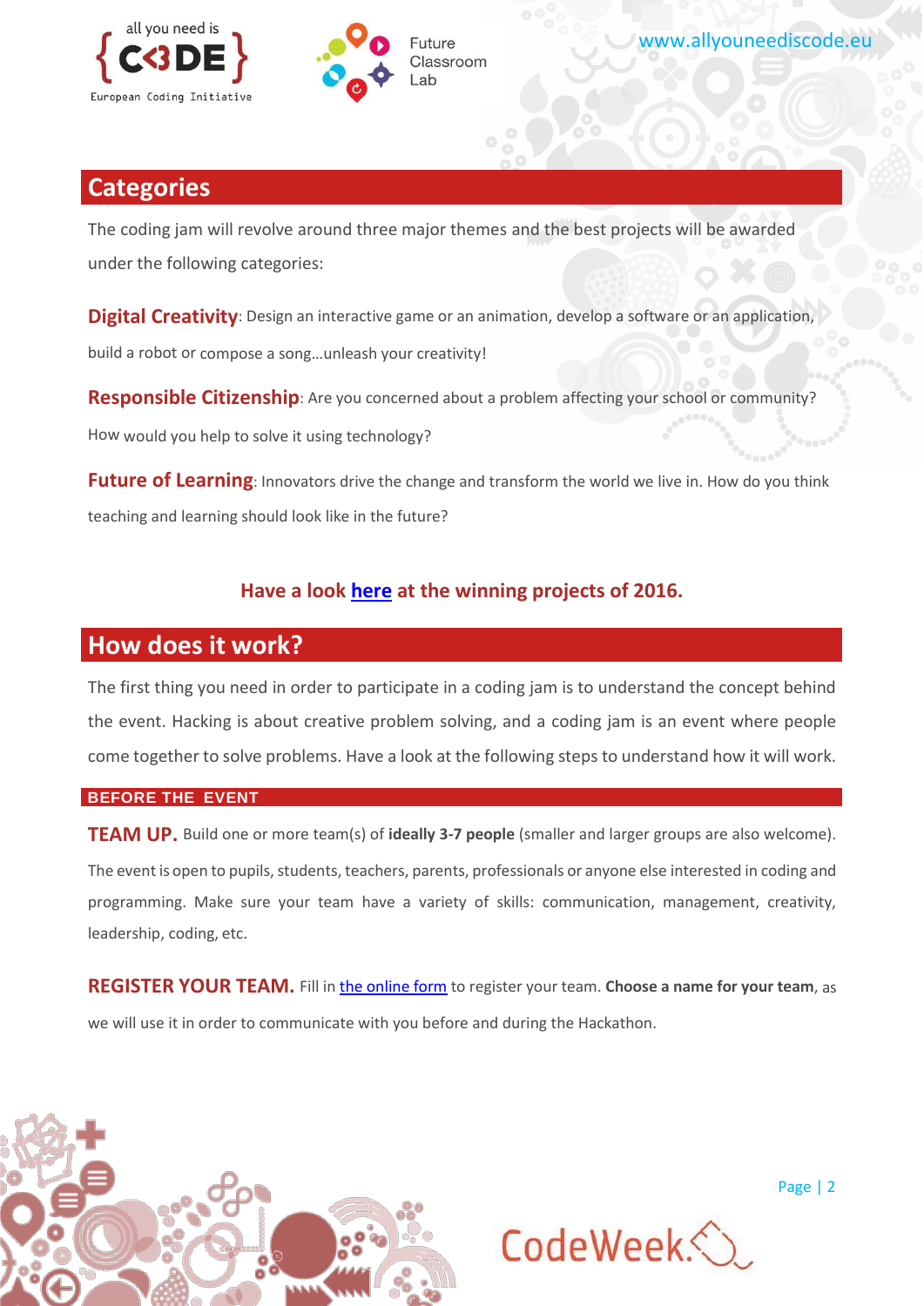## Categories

The coding jam will revolve around three major themes and the best projects will be awarded under the following categories:

**Digital Creativity**: Design an interactive game or an animation, develop a software or an application, build a robot or compose a song…unleash your creativity!

**Responsible Citizenship**: Are you concerned about a problem affecting your school or community? How would you help to solve it using technology?

**Future of Learning**: Innovators drive the change and transform the world we live in. How do you think teaching and learning should look like in the future?

**Have a look here at the winning projects of 2016.**

## How does it work?

The first thing you need in order to participate in a coding jam is to understand the concept behind the event. Hacking is about creative problem solving, and a coding jam is an event where people come together to solve problems. Have a look at the following steps to understand how it will work.

### BEFORE THE EVENT

**TEAM UP.** Build one or more team(s) of **ideally 3-7 people** (smaller and larger groups are also welcome). The event is open to pupils, students, teachers, parents, professionals or anyone else interested in coding and programming. Make sure your team have a variety of skills: communication, management, creativity, leadership, coding, etc.

**REGISTER YOUR TEAM.** Fill in the online form to register your team. **Choose a name for your team**, as we will use it in order to communicate with you before and during the Hackathon.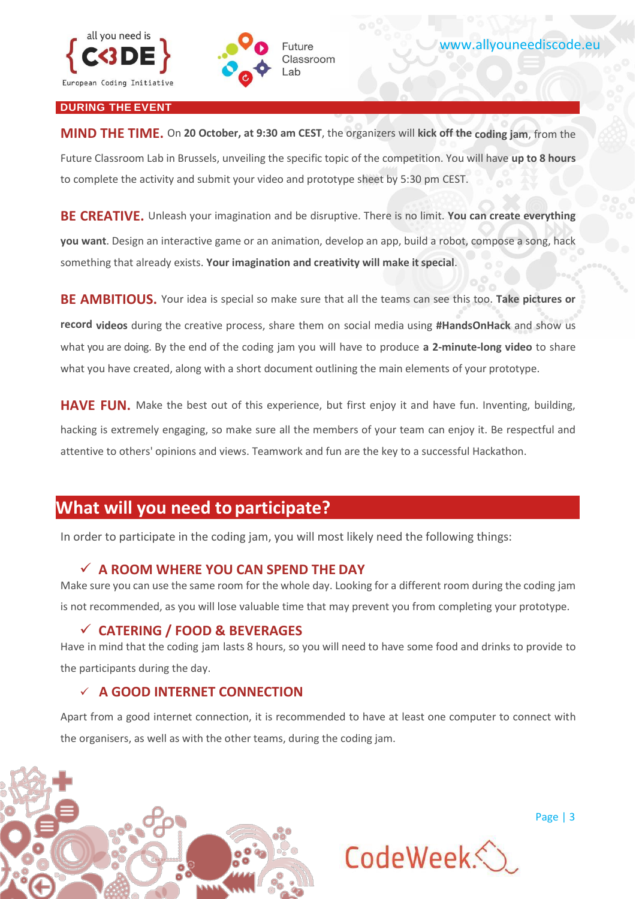## DURING THE EVENT

**MIND THE TIME.** On **20 October, at 9:30 am CEST**, the organizers will **kick off the coding jam**, from the Future Classroom Lab in Brussels, unveiling the specific topic of the competition. You will have **up to 8 hours** to complete the activity and submit your video and prototype sheet by 5:30 pm CEST.

**BE CREATIVE.** Unleash your imagination and be disruptive. There is no limit. **You can create everything you want**. Design an interactive game or an animation, develop an app, build a robot, compose a song, hack something that already exists. **Your imagination and creativity will make it special**.

**BE AMBITIOUS.** Your idea is special so make sure that all the teams can see this too. **Take pictures or record videos** during the creative process, share them on social media using **#HandsOnHack** and show us what you are doing. By the end of the coding jam you will have to produce **a 2-minute-long video** to share what you have created, along with a short document outlining the main elements of your prototype.

**HAVE FUN.** Make the best out of this experience, but first enjoy it and have fun. Inventing, building, hacking is extremely engaging, so make sure all the members of your team can enjoy it. Be respectful and attentive to others' opinions and views. Teamwork and fun are the key to a successful Hackathon.

## What will you need to participate?

In order to participate in the coding jam, you will most likely need the following things:

### ✓ A ROOM WHERE YOU CAN SPEND THE DAY

Make sure you can use the same room for the whole day. Looking for a different room during the coding jam is not recommended, as you will lose valuable time that may prevent you from completing your prototype.

### ✓ CATERING / FOOD & BEVERAGES

Have in mind that the coding jam lasts 8 hours, so you will need to have some food and drinks to provide to the participants during the day.

### ✓ A GOOD INTERNET CONNECTION

Apart from a good internet connection, it is recommended to have at least one computer to connect with the organisers, as well as with the other teams, during the coding jam.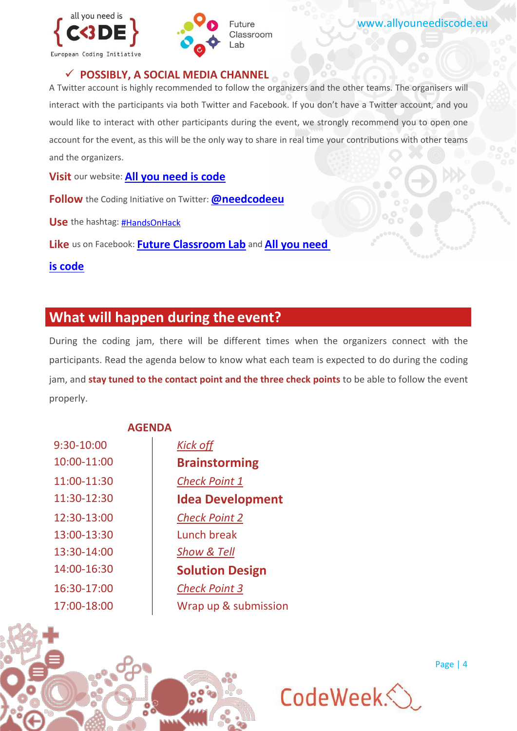### ✓ POSSIBLY, A SOCIAL MEDIA CHANNEL

A Twitter account is highly recommended to follow the organizers and the other teams. The organisers will interact with the participants via both Twitter and Facebook. If you don't have a Twitter account, and you would like to interact with other participants during the event, we strongly recommend you to open one account for the event, as this will be the only way to share in real time your contributions with other teams and the organizers.

**Visit** our website: **All you need is code**

**Follow** the Coding Initiative on Twitter: **@needcodeeu**

**Use** the hashtag: #HandsOnHack

**Like** us on Facebook: **Future Classroom Lab** and **All you need is code**

## What will happen during the event?

During the coding jam, there will be different times when the organizers connect with the participants. Read the agenda below to know what each team is expected to do during the coding jam, and **stay tuned to the contact point and the three check points** to be able to follow the event properly.

**AGENDA**

| Time | Activity |
|---|---|
| 9:30-10:00 | *Kick off* |
| 10:00-11:00 | **Brainstorming** |
| 11:00-11:30 | *Check Point 1* |
| 11:30-12:30 | **Idea Development** |
| 12:30-13:00 | *Check Point 2* |
| 13:00-13:30 | Lunch break |
| 13:30-14:00 | *Show & Tell* |
| 14:00-16:30 | **Solution Design** |
| 16:30-17:00 | *Check Point 3* |
| 17:00-18:00 | Wrap up & submission |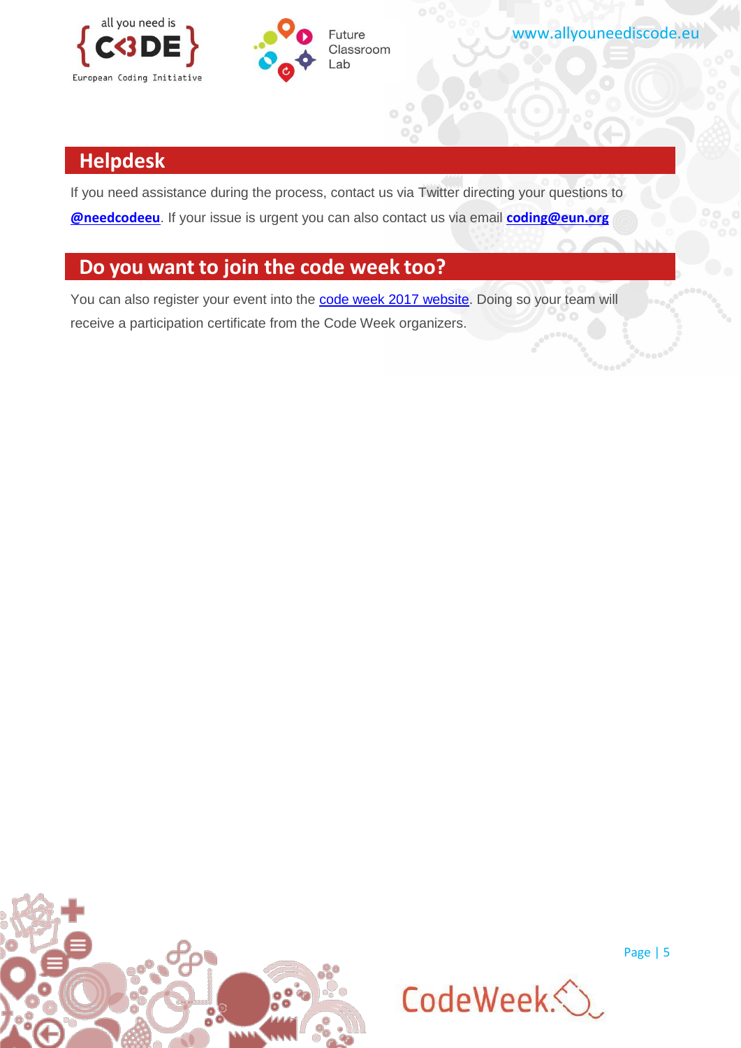## Helpdesk

If you need assistance during the process, contact us via Twitter directing your questions to **@needcodeeu**. If your issue is urgent you can also contact us via email **coding@eun.org**

## Do you want to join the code week too?

You can also register your event into the code week 2017 website. Doing so your team will receive a participation certificate from the Code Week organizers.